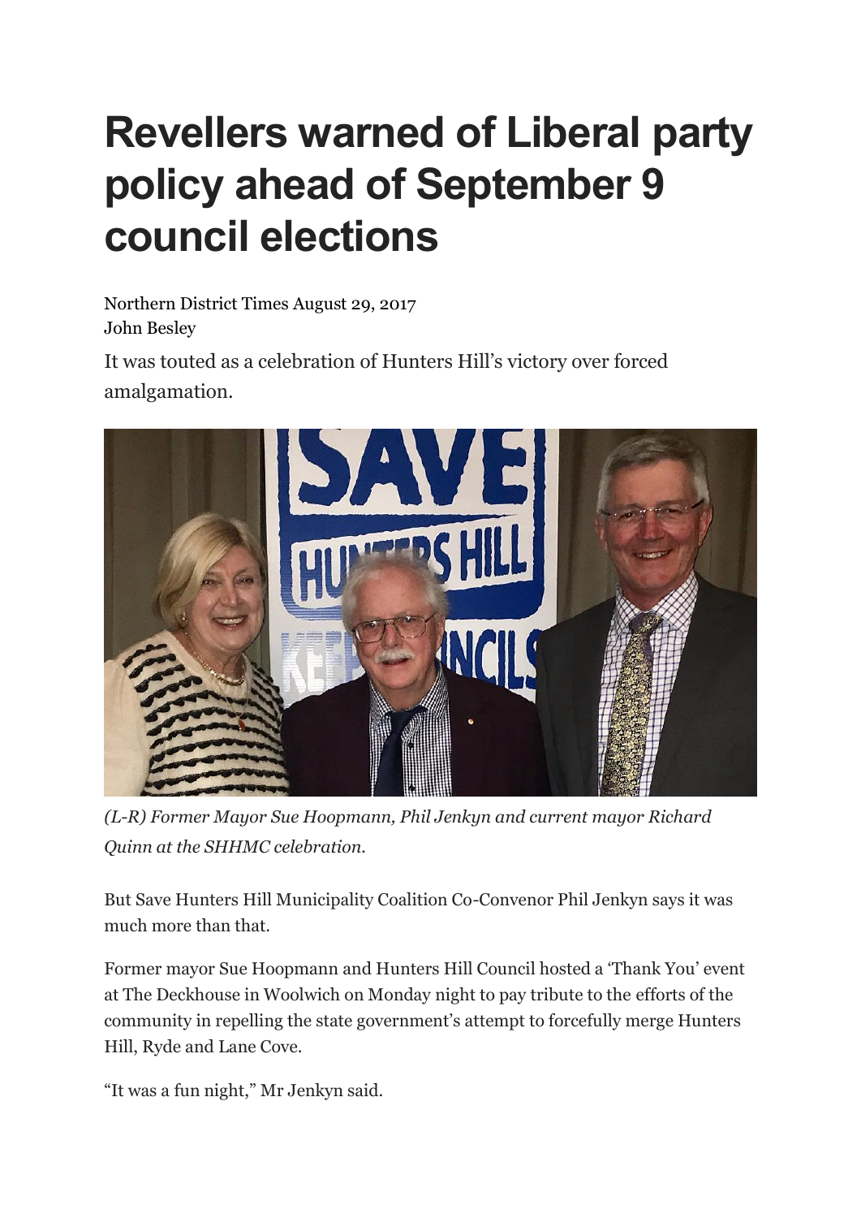# Revellers warned of Liberal party policy ahead of September 9 council elections

Northern District Times August 29, 2017
John Besley

It was touted as a celebration of Hunters Hill's victory over forced amalgamation.

*(L-R) Former Mayor Sue Hoopmann, Phil Jenkyn and current mayor Richard Quinn at the SHHMC celebration.*

But Save Hunters Hill Municipality Coalition Co-Convenor Phil Jenkyn says it was much more than that.

Former mayor Sue Hoopmann and Hunters Hill Council hosted a 'Thank You' event at The Deckhouse in Woolwich on Monday night to pay tribute to the efforts of the community in repelling the state government's attempt to forcefully merge Hunters Hill, Ryde and Lane Cove.

"It was a fun night," Mr Jenkyn said.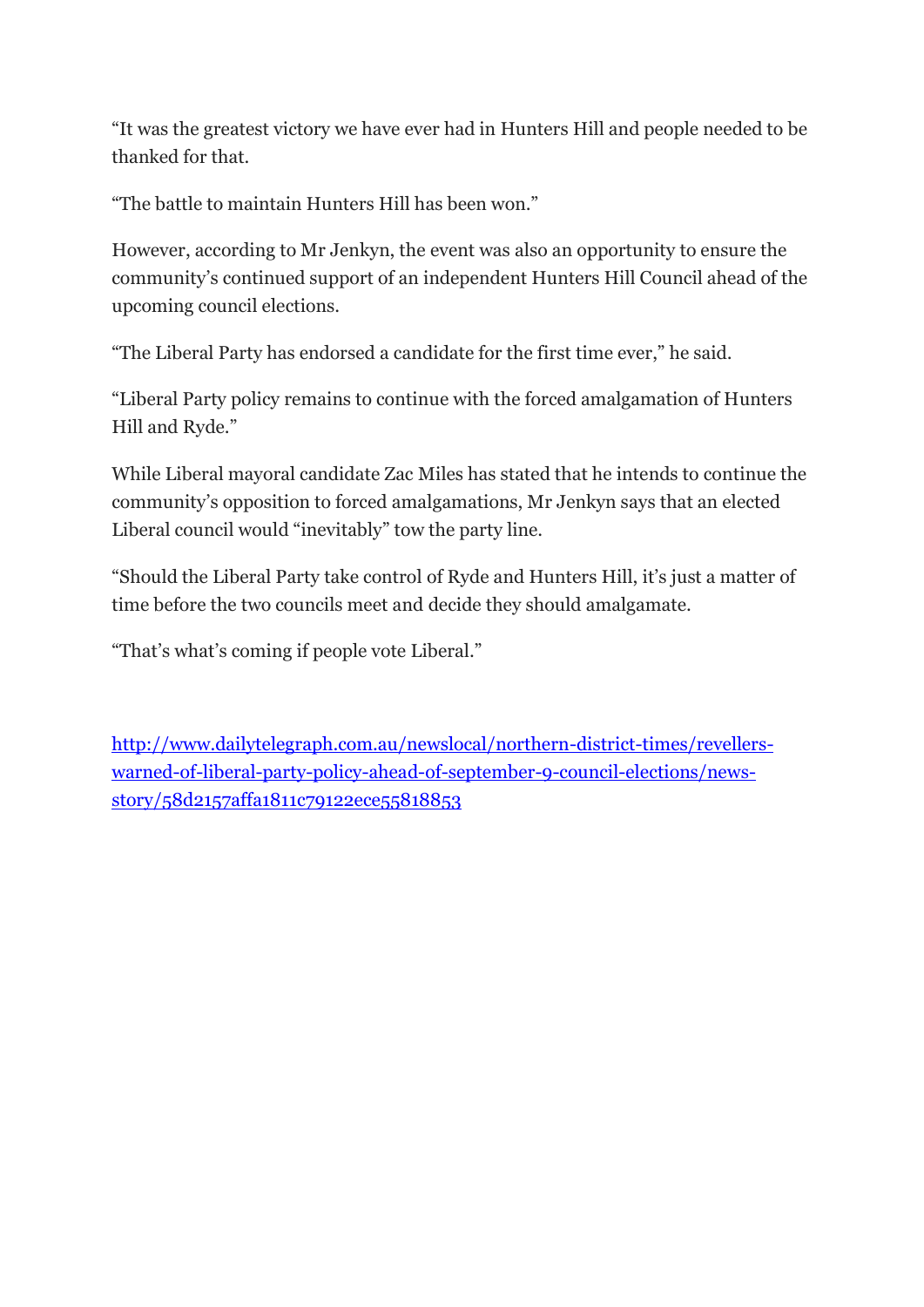"It was the greatest victory we have ever had in Hunters Hill and people needed to be thanked for that.

"The battle to maintain Hunters Hill has been won."

However, according to Mr Jenkyn, the event was also an opportunity to ensure the community's continued support of an independent Hunters Hill Council ahead of the upcoming council elections.

"The Liberal Party has endorsed a candidate for the first time ever," he said.

"Liberal Party policy remains to continue with the forced amalgamation of Hunters Hill and Ryde."

While Liberal mayoral candidate Zac Miles has stated that he intends to continue the community's opposition to forced amalgamations, Mr Jenkyn says that an elected Liberal council would "inevitably" tow the party line.

"Should the Liberal Party take control of Ryde and Hunters Hill, it's just a matter of time before the two councils meet and decide they should amalgamate.

"That's what's coming if people vote Liberal."

http://www.dailytelegraph.com.au/newslocal/northern-district-times/revellers-warned-of-liberal-party-policy-ahead-of-september-9-council-elections/news-story/58d2157affa1811c79122ece55818853